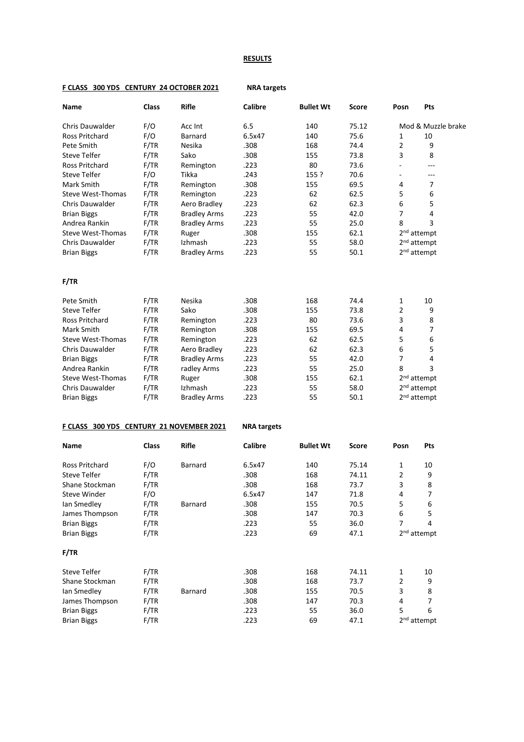**RESULTS**

**F CLASS 300 YDS CENTURY 24 OCTOBER 2021** **NRA targets**

| Name | Class | Rifle | Calibre | Bullet Wt | Score | Posn | Pts |
|---|---|---|---|---|---|---|---|
| Chris Dauwalder | F/O | Acc Int | 6.5 | 140 | 75.12 | Mod & Muzzle brake | |
| Ross Pritchard | F/O | Barnard | 6.5x47 | 140 | 75.6 | 1 | 10 |
| Pete Smith | F/TR | Nesika | .308 | 168 | 74.4 | 2 | 9 |
| Steve Telfer | F/TR | Sako | .308 | 155 | 73.8 | 3 | 8 |
| Ross Pritchard | F/TR | Remington | .223 | 80 | 73.6 | - | --- |
| Steve Telfer | F/O | Tikka | .243 | 155 ? | 70.6 | - | --- |
| Mark Smith | F/TR | Remington | .308 | 155 | 69.5 | 4 | 7 |
| Steve West-Thomas | F/TR | Remington | .223 | 62 | 62.5 | 5 | 6 |
| Chris Dauwalder | F/TR | Aero Bradley | .223 | 62 | 62.3 | 6 | 5 |
| Brian Biggs | F/TR | Bradley Arms | .223 | 55 | 42.0 | 7 | 4 |
| Andrea Rankin | F/TR | Bradley Arms | .223 | 55 | 25.0 | 8 | 3 |
| Steve West-Thomas | F/TR | Ruger | .308 | 155 | 62.1 | 2nd attempt | |
| Chris Dauwalder | F/TR | Izhmash | .223 | 55 | 58.0 | 2nd attempt | |
| Brian Biggs | F/TR | Bradley Arms | .223 | 55 | 50.1 | 2nd attempt | |

**F/TR**

| Name | Class | Rifle | Calibre | Bullet Wt | Score | Posn | Pts |
|---|---|---|---|---|---|---|---|
| Pete Smith | F/TR | Nesika | .308 | 168 | 74.4 | 1 | 10 |
| Steve Telfer | F/TR | Sako | .308 | 155 | 73.8 | 2 | 9 |
| Ross Pritchard | F/TR | Remington | .223 | 80 | 73.6 | 3 | 8 |
| Mark Smith | F/TR | Remington | .308 | 155 | 69.5 | 4 | 7 |
| Steve West-Thomas | F/TR | Remington | .223 | 62 | 62.5 | 5 | 6 |
| Chris Dauwalder | F/TR | Aero Bradley | .223 | 62 | 62.3 | 6 | 5 |
| Brian Biggs | F/TR | Bradley Arms | .223 | 55 | 42.0 | 7 | 4 |
| Andrea Rankin | F/TR | radley Arms | .223 | 55 | 25.0 | 8 | 3 |
| Steve West-Thomas | F/TR | Ruger | .308 | 155 | 62.1 | 2nd attempt | |
| Chris Dauwalder | F/TR | Izhmash | .223 | 55 | 58.0 | 2nd attempt | |
| Brian Biggs | F/TR | Bradley Arms | .223 | 55 | 50.1 | 2nd attempt | |

**F CLASS 300 YDS CENTURY 21 NOVEMBER 2021** **NRA targets**

| Name | Class | Rifle | Calibre | Bullet Wt | Score | Posn | Pts |
|---|---|---|---|---|---|---|---|
| Ross Pritchard | F/O | Barnard | 6.5x47 | 140 | 75.14 | 1 | 10 |
| Steve Telfer | F/TR | | .308 | 168 | 74.11 | 2 | 9 |
| Shane Stockman | F/TR | | .308 | 168 | 73.7 | 3 | 8 |
| Steve Winder | F/O | | 6.5x47 | 147 | 71.8 | 4 | 7 |
| Ian Smedley | F/TR | Barnard | .308 | 155 | 70.5 | 5 | 6 |
| James Thompson | F/TR | | .308 | 147 | 70.3 | 6 | 5 |
| Brian Biggs | F/TR | | .223 | 55 | 36.0 | 7 | 4 |
| Brian Biggs | F/TR | | .223 | 69 | 47.1 | 2nd attempt | |

**F/TR**

| Name | Class | Rifle | Calibre | Bullet Wt | Score | Posn | Pts |
|---|---|---|---|---|---|---|---|
| Steve Telfer | F/TR | | .308 | 168 | 74.11 | 1 | 10 |
| Shane Stockman | F/TR | | .308 | 168 | 73.7 | 2 | 9 |
| Ian Smedley | F/TR | Barnard | .308 | 155 | 70.5 | 3 | 8 |
| James Thompson | F/TR | | .308 | 147 | 70.3 | 4 | 7 |
| Brian Biggs | F/TR | | .223 | 55 | 36.0 | 5 | 6 |
| Brian Biggs | F/TR | | .223 | 69 | 47.1 | 2nd attempt | |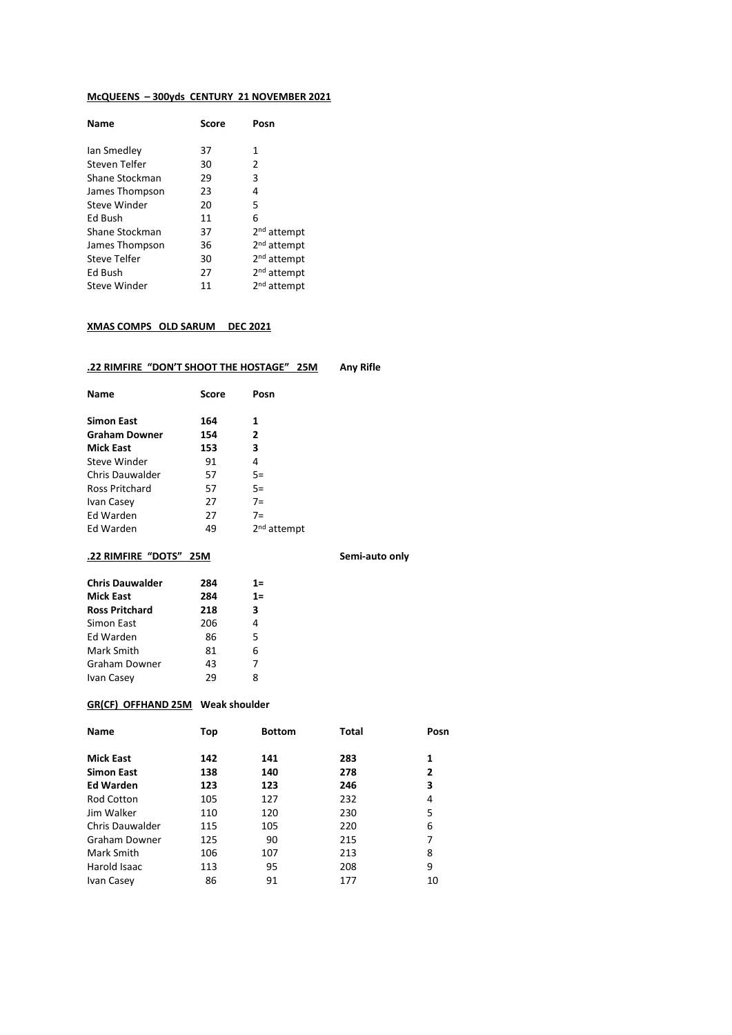**McQUEENS – 300yds CENTURY 21 NOVEMBER 2021**

| Name | Score | Posn |
|---|---|---|
| Ian Smedley | 37 | 1 |
| Steven Telfer | 30 | 2 |
| Shane Stockman | 29 | 3 |
| James Thompson | 23 | 4 |
| Steve Winder | 20 | 5 |
| Ed Bush | 11 | 6 |
| Shane Stockman | 37 | 2nd attempt |
| James Thompson | 36 | 2nd attempt |
| Steve Telfer | 30 | 2nd attempt |
| Ed Bush | 27 | 2nd attempt |
| Steve Winder | 11 | 2nd attempt |

**XMAS COMPS OLD SARUM DEC 2021**

**.22 RIMFIRE "DON'T SHOOT THE HOSTAGE" 25M** **Any Rifle**

| Name | Score | Posn |
|---|---|---|
| **Simon East** | **164** | **1** |
| **Graham Downer** | **154** | **2** |
| **Mick East** | **153** | **3** |
| Steve Winder | 91 | 4 |
| Chris Dauwalder | 57 | 5= |
| Ross Pritchard | 57 | 5= |
| Ivan Casey | 27 | 7= |
| Ed Warden | 27 | 7= |
| Ed Warden | 49 | 2nd attempt |

**.22 RIMFIRE "DOTS" 25M** **Semi-auto only**

| Name | Score | Posn |
|---|---|---|
| **Chris Dauwalder** | **284** | **1=** |
| **Mick East** | **284** | **1=** |
| **Ross Pritchard** | **218** | **3** |
| Simon East | 206 | 4 |
| Ed Warden | 86 | 5 |
| Mark Smith | 81 | 6 |
| Graham Downer | 43 | 7 |
| Ivan Casey | 29 | 8 |

**GR(CF) OFFHAND 25M** **Weak shoulder**

| Name | Top | Bottom | Total | Posn |
|---|---|---|---|---|
| **Mick East** | **142** | **141** | **283** | **1** |
| **Simon East** | **138** | **140** | **278** | **2** |
| **Ed Warden** | **123** | **123** | **246** | **3** |
| Rod Cotton | 105 | 127 | 232 | 4 |
| Jim Walker | 110 | 120 | 230 | 5 |
| Chris Dauwalder | 115 | 105 | 220 | 6 |
| Graham Downer | 125 | 90 | 215 | 7 |
| Mark Smith | 106 | 107 | 213 | 8 |
| Harold Isaac | 113 | 95 | 208 | 9 |
| Ivan Casey | 86 | 91 | 177 | 10 |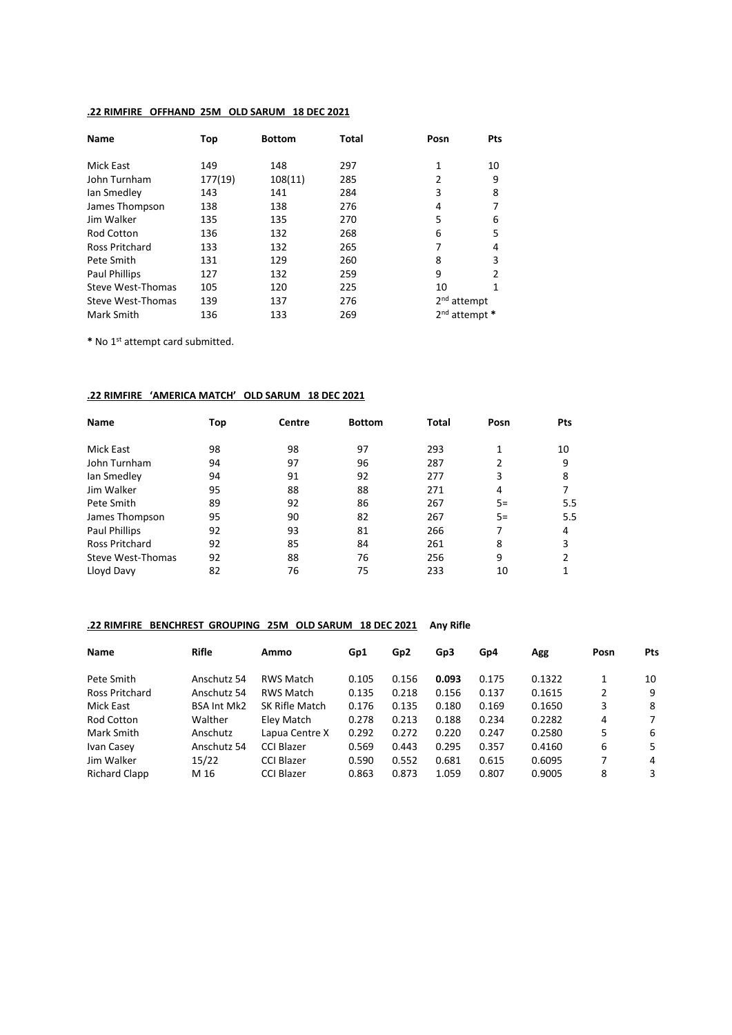**.22 RIMFIRE OFFHAND 25M OLD SARUM 18 DEC 2021**

| Name | Top | Bottom | Total | Posn | Pts |
|---|---|---|---|---|---|
| Mick East | 149 | 148 | 297 | 1 | 10 |
| John Turnham | 177(19) | 108(11) | 285 | 2 | 9 |
| Ian Smedley | 143 | 141 | 284 | 3 | 8 |
| James Thompson | 138 | 138 | 276 | 4 | 7 |
| Jim Walker | 135 | 135 | 270 | 5 | 6 |
| Rod Cotton | 136 | 132 | 268 | 6 | 5 |
| Ross Pritchard | 133 | 132 | 265 | 7 | 4 |
| Pete Smith | 131 | 129 | 260 | 8 | 3 |
| Paul Phillips | 127 | 132 | 259 | 9 | 2 |
| Steve West-Thomas | 105 | 120 | 225 | 10 | 1 |
| Steve West-Thomas | 139 | 137 | 276 | 2nd attempt | |
| Mark Smith | 136 | 133 | 269 | 2nd attempt * | |

* No 1st attempt card submitted.

**.22 RIMFIRE 'AMERICA MATCH' OLD SARUM 18 DEC 2021**

| Name | Top | Centre | Bottom | Total | Posn | Pts |
|---|---|---|---|---|---|---|
| Mick East | 98 | 98 | 97 | 293 | 1 | 10 |
| John Turnham | 94 | 97 | 96 | 287 | 2 | 9 |
| Ian Smedley | 94 | 91 | 92 | 277 | 3 | 8 |
| Jim Walker | 95 | 88 | 88 | 271 | 4 | 7 |
| Pete Smith | 89 | 92 | 86 | 267 | 5= | 5.5 |
| James Thompson | 95 | 90 | 82 | 267 | 5= | 5.5 |
| Paul Phillips | 92 | 93 | 81 | 266 | 7 | 4 |
| Ross Pritchard | 92 | 85 | 84 | 261 | 8 | 3 |
| Steve West-Thomas | 92 | 88 | 76 | 256 | 9 | 2 |
| Lloyd Davy | 82 | 76 | 75 | 233 | 10 | 1 |

**.22 RIMFIRE BENCHREST GROUPING 25M OLD SARUM 18 DEC 2021** **Any Rifle**

| Name | Rifle | Ammo | Gp1 | Gp2 | Gp3 | Gp4 | Agg | Posn | Pts |
|---|---|---|---|---|---|---|---|---|---|
| Pete Smith | Anschutz 54 | RWS Match | 0.105 | 0.156 | **0.093** | 0.175 | 0.1322 | 1 | 10 |
| Ross Pritchard | Anschutz 54 | RWS Match | 0.135 | 0.218 | 0.156 | 0.137 | 0.1615 | 2 | 9 |
| Mick East | BSA Int Mk2 | SK Rifle Match | 0.176 | 0.135 | 0.180 | 0.169 | 0.1650 | 3 | 8 |
| Rod Cotton | Walther | Eley Match | 0.278 | 0.213 | 0.188 | 0.234 | 0.2282 | 4 | 7 |
| Mark Smith | Anschutz | Lapua Centre X | 0.292 | 0.272 | 0.220 | 0.247 | 0.2580 | 5 | 6 |
| Ivan Casey | Anschutz 54 | CCI Blazer | 0.569 | 0.443 | 0.295 | 0.357 | 0.4160 | 6 | 5 |
| Jim Walker | 15/22 | CCI Blazer | 0.590 | 0.552 | 0.681 | 0.615 | 0.6095 | 7 | 4 |
| Richard Clapp | M 16 | CCI Blazer | 0.863 | 0.873 | 1.059 | 0.807 | 0.9005 | 8 | 3 |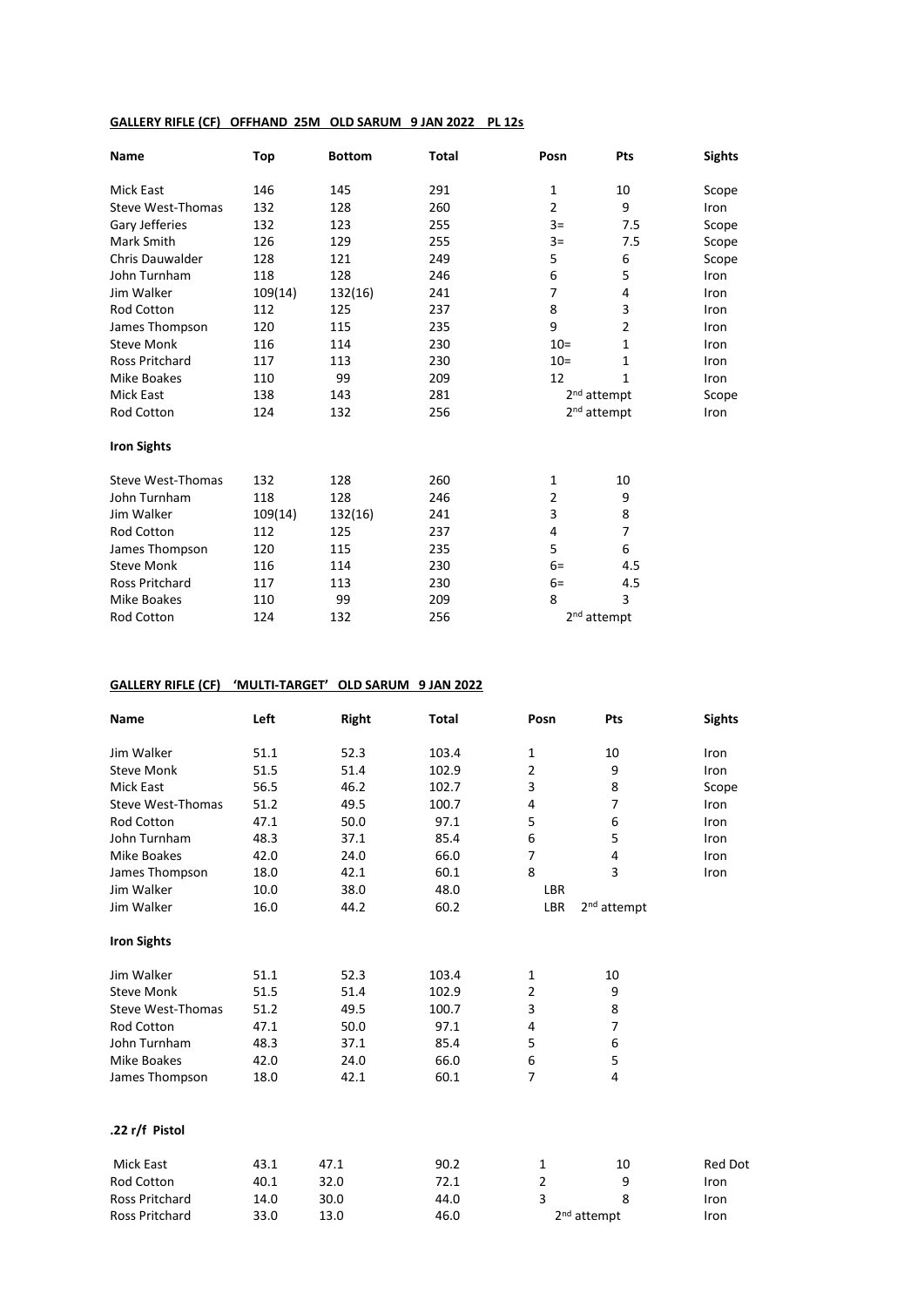**GALLERY RIFLE (CF) OFFHAND 25M OLD SARUM 9 JAN 2022 PL 12s**

| Name | Top | Bottom | Total | Posn | Pts | Sights |
|---|---|---|---|---|---|---|
| Mick East | 146 | 145 | 291 | 1 | 10 | Scope |
| Steve West-Thomas | 132 | 128 | 260 | 2 | 9 | Iron |
| Gary Jefferies | 132 | 123 | 255 | 3= | 7.5 | Scope |
| Mark Smith | 126 | 129 | 255 | 3= | 7.5 | Scope |
| Chris Dauwalder | 128 | 121 | 249 | 5 | 6 | Scope |
| John Turnham | 118 | 128 | 246 | 6 | 5 | Iron |
| Jim Walker | 109(14) | 132(16) | 241 | 7 | 4 | Iron |
| Rod Cotton | 112 | 125 | 237 | 8 | 3 | Iron |
| James Thompson | 120 | 115 | 235 | 9 | 2 | Iron |
| Steve Monk | 116 | 114 | 230 | 10= | 1 | Iron |
| Ross Pritchard | 117 | 113 | 230 | 10= | 1 | Iron |
| Mike Boakes | 110 | 99 | 209 | 12 | 1 | Iron |
| Mick East | 138 | 143 | 281 | 2nd attempt | | Scope |
| Rod Cotton | 124 | 132 | 256 | 2nd attempt | | Iron |

**Iron Sights**

| Name | Top | Bottom | Total | Posn | Pts |
|---|---|---|---|---|---|
| Steve West-Thomas | 132 | 128 | 260 | 1 | 10 |
| John Turnham | 118 | 128 | 246 | 2 | 9 |
| Jim Walker | 109(14) | 132(16) | 241 | 3 | 8 |
| Rod Cotton | 112 | 125 | 237 | 4 | 7 |
| James Thompson | 120 | 115 | 235 | 5 | 6 |
| Steve Monk | 116 | 114 | 230 | 6= | 4.5 |
| Ross Pritchard | 117 | 113 | 230 | 6= | 4.5 |
| Mike Boakes | 110 | 99 | 209 | 8 | 3 |
| Rod Cotton | 124 | 132 | 256 | 2nd attempt | |

**GALLERY RIFLE (CF) 'MULTI-TARGET' OLD SARUM 9 JAN 2022**

| Name | Left | Right | Total | Posn | Pts | Sights |
|---|---|---|---|---|---|---|
| Jim Walker | 51.1 | 52.3 | 103.4 | 1 | 10 | Iron |
| Steve Monk | 51.5 | 51.4 | 102.9 | 2 | 9 | Iron |
| Mick East | 56.5 | 46.2 | 102.7 | 3 | 8 | Scope |
| Steve West-Thomas | 51.2 | 49.5 | 100.7 | 4 | 7 | Iron |
| Rod Cotton | 47.1 | 50.0 | 97.1 | 5 | 6 | Iron |
| John Turnham | 48.3 | 37.1 | 85.4 | 6 | 5 | Iron |
| Mike Boakes | 42.0 | 24.0 | 66.0 | 7 | 4 | Iron |
| James Thompson | 18.0 | 42.1 | 60.1 | 8 | 3 | Iron |
| Jim Walker | 10.0 | 38.0 | 48.0 | LBR | | |
| Jim Walker | 16.0 | 44.2 | 60.2 | LBR | 2nd attempt | |

**Iron Sights**

| Name | Left | Right | Total | Posn | Pts |
|---|---|---|---|---|---|
| Jim Walker | 51.1 | 52.3 | 103.4 | 1 | 10 |
| Steve Monk | 51.5 | 51.4 | 102.9 | 2 | 9 |
| Steve West-Thomas | 51.2 | 49.5 | 100.7 | 3 | 8 |
| Rod Cotton | 47.1 | 50.0 | 97.1 | 4 | 7 |
| John Turnham | 48.3 | 37.1 | 85.4 | 5 | 6 |
| Mike Boakes | 42.0 | 24.0 | 66.0 | 6 | 5 |
| James Thompson | 18.0 | 42.1 | 60.1 | 7 | 4 |

**.22 r/f Pistol**

| Name | Left | Right | Total | Posn | Pts | Sights |
|---|---|---|---|---|---|---|
| Mick East | 43.1 | 47.1 | 90.2 | 1 | 10 | Red Dot |
| Rod Cotton | 40.1 | 32.0 | 72.1 | 2 | 9 | Iron |
| Ross Pritchard | 14.0 | 30.0 | 44.0 | 3 | 8 | Iron |
| Ross Pritchard | 33.0 | 13.0 | 46.0 | 2nd attempt | | Iron |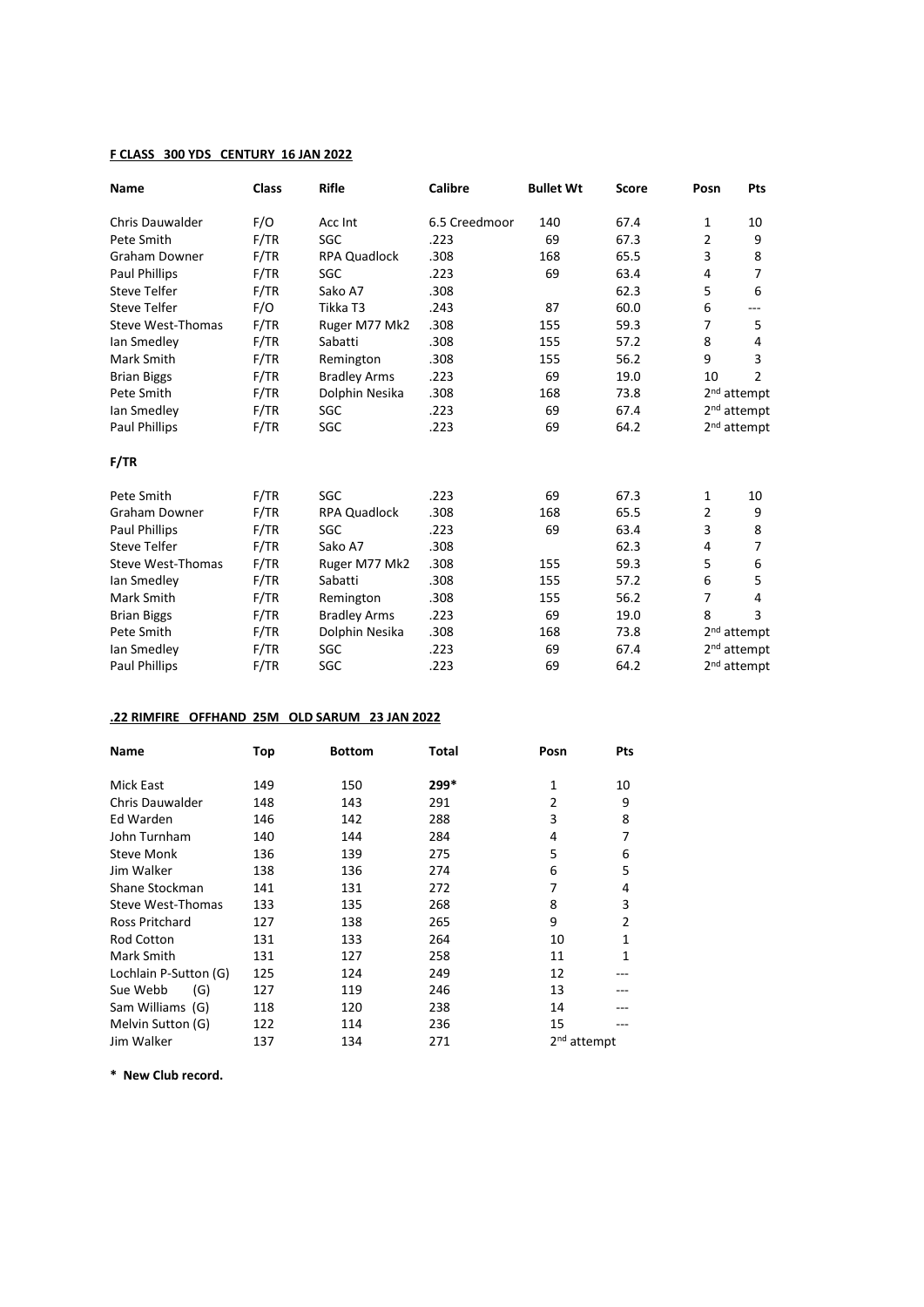**F CLASS 300 YDS CENTURY 16 JAN 2022**

| Name | Class | Rifle | Calibre | Bullet Wt | Score | Posn | Pts |
|---|---|---|---|---|---|---|---|
| Chris Dauwalder | F/O | Acc Int | 6.5 Creedmoor | 140 | 67.4 | 1 | 10 |
| Pete Smith | F/TR | SGC | .223 | 69 | 67.3 | 2 | 9 |
| Graham Downer | F/TR | RPA Quadlock | .308 | 168 | 65.5 | 3 | 8 |
| Paul Phillips | F/TR | SGC | .223 | 69 | 63.4 | 4 | 7 |
| Steve Telfer | F/TR | Sako A7 | .308 | | 62.3 | 5 | 6 |
| Steve Telfer | F/O | Tikka T3 | .243 | 87 | 60.0 | 6 | --- |
| Steve West-Thomas | F/TR | Ruger M77 Mk2 | .308 | 155 | 59.3 | 7 | 5 |
| Ian Smedley | F/TR | Sabatti | .308 | 155 | 57.2 | 8 | 4 |
| Mark Smith | F/TR | Remington | .308 | 155 | 56.2 | 9 | 3 |
| Brian Biggs | F/TR | Bradley Arms | .223 | 69 | 19.0 | 10 | 2 |
| Pete Smith | F/TR | Dolphin Nesika | .308 | 168 | 73.8 | 2nd attempt | |
| Ian Smedley | F/TR | SGC | .223 | 69 | 67.4 | 2nd attempt | |
| Paul Phillips | F/TR | SGC | .223 | 69 | 64.2 | 2nd attempt | |

**F/TR**

| Name | Class | Rifle | Calibre | Bullet Wt | Score | Posn | Pts |
|---|---|---|---|---|---|---|---|
| Pete Smith | F/TR | SGC | .223 | 69 | 67.3 | 1 | 10 |
| Graham Downer | F/TR | RPA Quadlock | .308 | 168 | 65.5 | 2 | 9 |
| Paul Phillips | F/TR | SGC | .223 | 69 | 63.4 | 3 | 8 |
| Steve Telfer | F/TR | Sako A7 | .308 | | 62.3 | 4 | 7 |
| Steve West-Thomas | F/TR | Ruger M77 Mk2 | .308 | 155 | 59.3 | 5 | 6 |
| Ian Smedley | F/TR | Sabatti | .308 | 155 | 57.2 | 6 | 5 |
| Mark Smith | F/TR | Remington | .308 | 155 | 56.2 | 7 | 4 |
| Brian Biggs | F/TR | Bradley Arms | .223 | 69 | 19.0 | 8 | 3 |
| Pete Smith | F/TR | Dolphin Nesika | .308 | 168 | 73.8 | 2nd attempt | |
| Ian Smedley | F/TR | SGC | .223 | 69 | 67.4 | 2nd attempt | |
| Paul Phillips | F/TR | SGC | .223 | 69 | 64.2 | 2nd attempt | |

**.22 RIMFIRE OFFHAND 25M OLD SARUM 23 JAN 2022**

| Name | Top | Bottom | Total | Posn | Pts |
|---|---|---|---|---|---|
| Mick East | 149 | 150 | **299*** | 1 | 10 |
| Chris Dauwalder | 148 | 143 | 291 | 2 | 9 |
| Ed Warden | 146 | 142 | 288 | 3 | 8 |
| John Turnham | 140 | 144 | 284 | 4 | 7 |
| Steve Monk | 136 | 139 | 275 | 5 | 6 |
| Jim Walker | 138 | 136 | 274 | 6 | 5 |
| Shane Stockman | 141 | 131 | 272 | 7 | 4 |
| Steve West-Thomas | 133 | 135 | 268 | 8 | 3 |
| Ross Pritchard | 127 | 138 | 265 | 9 | 2 |
| Rod Cotton | 131 | 133 | 264 | 10 | 1 |
| Mark Smith | 131 | 127 | 258 | 11 | 1 |
| Lochlain P-Sutton (G) | 125 | 124 | 249 | 12 | --- |
| Sue Webb (G) | 127 | 119 | 246 | 13 | --- |
| Sam Williams (G) | 118 | 120 | 238 | 14 | --- |
| Melvin Sutton (G) | 122 | 114 | 236 | 15 | --- |
| Jim Walker | 137 | 134 | 271 | 2nd attempt | |

**\* New Club record.**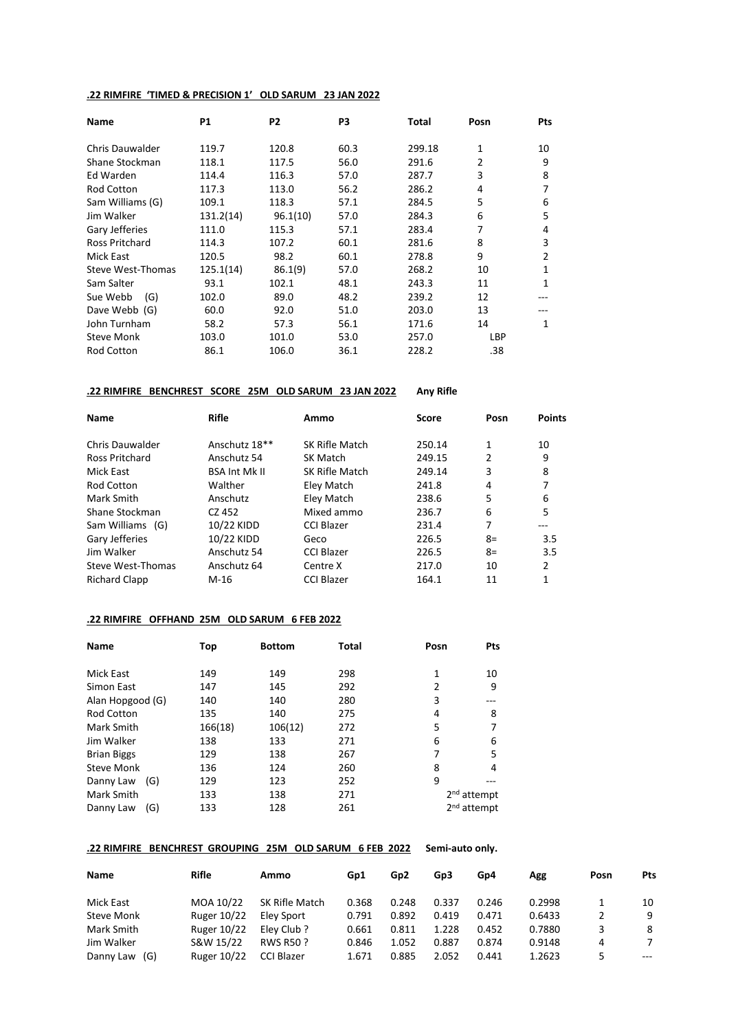**.22 RIMFIRE 'TIMED & PRECISION 1' OLD SARUM 23 JAN 2022**

| Name | P1 | P2 | P3 | Total | Posn | Pts |
|---|---|---|---|---|---|---|
| Chris Dauwalder | 119.7 | 120.8 | 60.3 | 299.18 | 1 | 10 |
| Shane Stockman | 118.1 | 117.5 | 56.0 | 291.6 | 2 | 9 |
| Ed Warden | 114.4 | 116.3 | 57.0 | 287.7 | 3 | 8 |
| Rod Cotton | 117.3 | 113.0 | 56.2 | 286.2 | 4 | 7 |
| Sam Williams (G) | 109.1 | 118.3 | 57.1 | 284.5 | 5 | 6 |
| Jim Walker | 131.2(14) | 96.1(10) | 57.0 | 284.3 | 6 | 5 |
| Gary Jefferies | 111.0 | 115.3 | 57.1 | 283.4 | 7 | 4 |
| Ross Pritchard | 114.3 | 107.2 | 60.1 | 281.6 | 8 | 3 |
| Mick East | 120.5 | 98.2 | 60.1 | 278.8 | 9 | 2 |
| Steve West-Thomas | 125.1(14) | 86.1(9) | 57.0 | 268.2 | 10 | 1 |
| Sam Salter | 93.1 | 102.1 | 48.1 | 243.3 | 11 | 1 |
| Sue Webb (G) | 102.0 | 89.0 | 48.2 | 239.2 | 12 | --- |
| Dave Webb (G) | 60.0 | 92.0 | 51.0 | 203.0 | 13 | --- |
| John Turnham | 58.2 | 57.3 | 56.1 | 171.6 | 14 | 1 |
| Steve Monk | 103.0 | 101.0 | 53.0 | 257.0 | LBP | |
| Rod Cotton | 86.1 | 106.0 | 36.1 | 228.2 | .38 | |

**.22 RIMFIRE BENCHREST SCORE 25M OLD SARUM 23 JAN 2022** **Any Rifle**

| Name | Rifle | Ammo | Score | Posn | Points |
|---|---|---|---|---|---|
| Chris Dauwalder | Anschutz 18** | SK Rifle Match | 250.14 | 1 | 10 |
| Ross Pritchard | Anschutz 54 | SK Match | 249.15 | 2 | 9 |
| Mick East | BSA Int Mk II | SK Rifle Match | 249.14 | 3 | 8 |
| Rod Cotton | Walther | Eley Match | 241.8 | 4 | 7 |
| Mark Smith | Anschutz | Eley Match | 238.6 | 5 | 6 |
| Shane Stockman | CZ 452 | Mixed ammo | 236.7 | 6 | 5 |
| Sam Williams (G) | 10/22 KIDD | CCI Blazer | 231.4 | 7 | --- |
| Gary Jefferies | 10/22 KIDD | Geco | 226.5 | 8= | 3.5 |
| Jim Walker | Anschutz 54 | CCI Blazer | 226.5 | 8= | 3.5 |
| Steve West-Thomas | Anschutz 64 | Centre X | 217.0 | 10 | 2 |
| Richard Clapp | M-16 | CCI Blazer | 164.1 | 11 | 1 |

**.22 RIMFIRE OFFHAND 25M OLD SARUM 6 FEB 2022**

| Name | Top | Bottom | Total | Posn | Pts |
|---|---|---|---|---|---|
| Mick East | 149 | 149 | 298 | 1 | 10 |
| Simon East | 147 | 145 | 292 | 2 | 9 |
| Alan Hopgood (G) | 140 | 140 | 280 | 3 | --- |
| Rod Cotton | 135 | 140 | 275 | 4 | 8 |
| Mark Smith | 166(18) | 106(12) | 272 | 5 | 7 |
| Jim Walker | 138 | 133 | 271 | 6 | 6 |
| Brian Biggs | 129 | 138 | 267 | 7 | 5 |
| Steve Monk | 136 | 124 | 260 | 8 | 4 |
| Danny Law (G) | 129 | 123 | 252 | 9 | --- |
| Mark Smith | 133 | 138 | 271 | 2nd attempt | |
| Danny Law (G) | 133 | 128 | 261 | 2nd attempt | |

**.22 RIMFIRE BENCHREST GROUPING 25M OLD SARUM 6 FEB 2022** **Semi-auto only.**

| Name | Rifle | Ammo | Gp1 | Gp2 | Gp3 | Gp4 | Agg | Posn | Pts |
|---|---|---|---|---|---|---|---|---|---|
| Mick East | MOA 10/22 | SK Rifle Match | 0.368 | 0.248 | 0.337 | 0.246 | 0.2998 | 1 | 10 |
| Steve Monk | Ruger 10/22 | Eley Sport | 0.791 | 0.892 | 0.419 | 0.471 | 0.6433 | 2 | 9 |
| Mark Smith | Ruger 10/22 | Eley Club ? | 0.661 | 0.811 | 1.228 | 0.452 | 0.7880 | 3 | 8 |
| Jim Walker | S&W 15/22 | RWS R50 ? | 0.846 | 1.052 | 0.887 | 0.874 | 0.9148 | 4 | 7 |
| Danny Law (G) | Ruger 10/22 | CCI Blazer | 1.671 | 0.885 | 2.052 | 0.441 | 1.2623 | 5 | --- |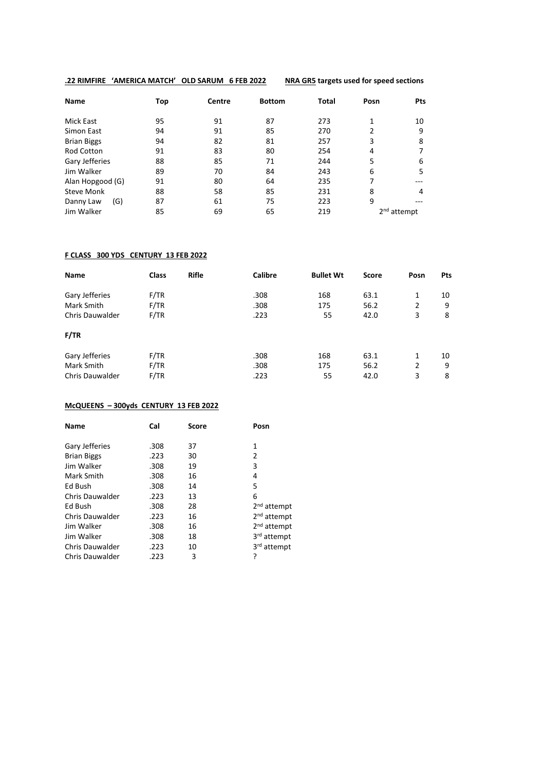**.22 RIMFIRE 'AMERICA MATCH' OLD SARUM 6 FEB 2022** **NRA GR5 targets used for speed sections**

| Name | Top | Centre | Bottom | Total | Posn | Pts |
|---|---|---|---|---|---|---|
| Mick East | 95 | 91 | 87 | 273 | 1 | 10 |
| Simon East | 94 | 91 | 85 | 270 | 2 | 9 |
| Brian Biggs | 94 | 82 | 81 | 257 | 3 | 8 |
| Rod Cotton | 91 | 83 | 80 | 254 | 4 | 7 |
| Gary Jefferies | 88 | 85 | 71 | 244 | 5 | 6 |
| Jim Walker | 89 | 70 | 84 | 243 | 6 | 5 |
| Alan Hopgood (G) | 91 | 80 | 64 | 235 | 7 | --- |
| Steve Monk | 88 | 58 | 85 | 231 | 8 | 4 |
| Danny Law (G) | 87 | 61 | 75 | 223 | 9 | --- |
| Jim Walker | 85 | 69 | 65 | 219 | 2nd attempt | |

**F CLASS 300 YDS CENTURY 13 FEB 2022**

| Name | Class | Rifle | Calibre | Bullet Wt | Score | Posn | Pts |
|---|---|---|---|---|---|---|---|
| Gary Jefferies | F/TR | | .308 | 168 | 63.1 | 1 | 10 |
| Mark Smith | F/TR | | .308 | 175 | 56.2 | 2 | 9 |
| Chris Dauwalder | F/TR | | .223 | 55 | 42.0 | 3 | 8 |
| **F/TR** | | | | | | | |
| Gary Jefferies | F/TR | | .308 | 168 | 63.1 | 1 | 10 |
| Mark Smith | F/TR | | .308 | 175 | 56.2 | 2 | 9 |
| Chris Dauwalder | F/TR | | .223 | 55 | 42.0 | 3 | 8 |

**McQUEENS – 300yds CENTURY 13 FEB 2022**

| Name | Cal | Score | Posn |
|---|---|---|---|
| Gary Jefferies | .308 | 37 | 1 |
| Brian Biggs | .223 | 30 | 2 |
| Jim Walker | .308 | 19 | 3 |
| Mark Smith | .308 | 16 | 4 |
| Ed Bush | .308 | 14 | 5 |
| Chris Dauwalder | .223 | 13 | 6 |
| Ed Bush | .308 | 28 | 2nd attempt |
| Chris Dauwalder | .223 | 16 | 2nd attempt |
| Jim Walker | .308 | 16 | 2nd attempt |
| Jim Walker | .308 | 18 | 3rd attempt |
| Chris Dauwalder | .223 | 10 | 3rd attempt |
| Chris Dauwalder | .223 | 3 | ? |